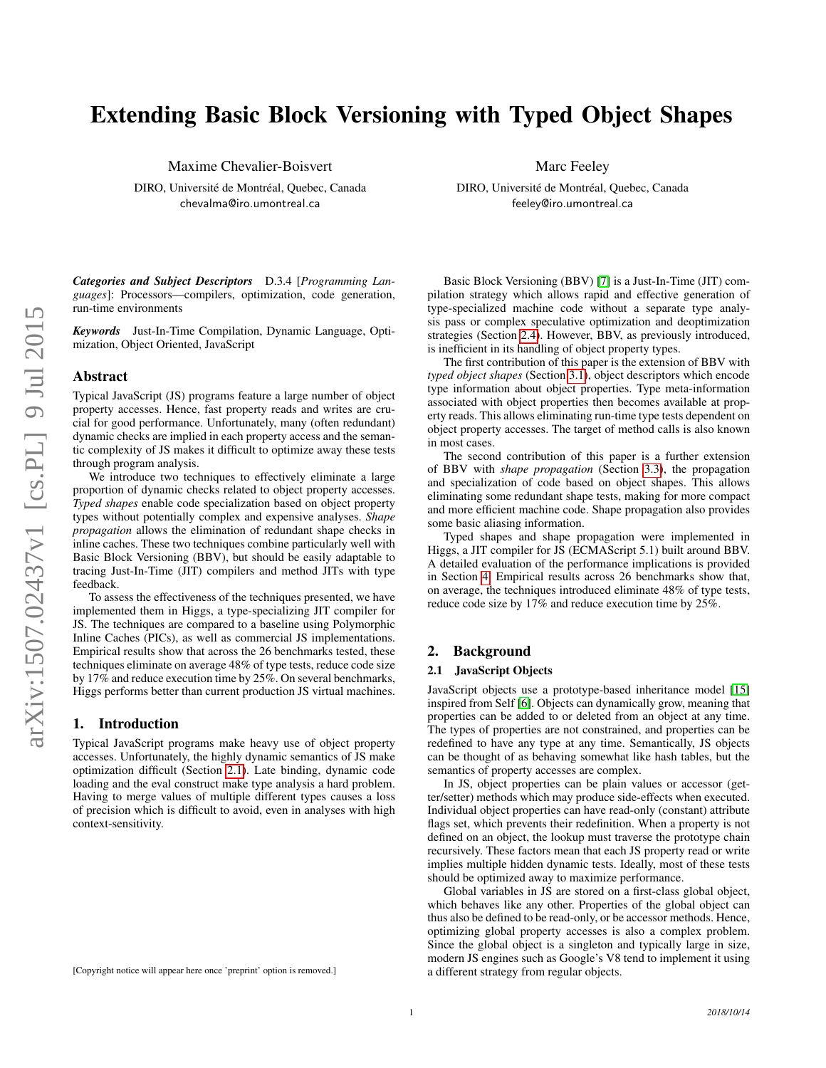# Extending Basic Block Versioning with Typed Object Shapes

Maxime Chevalier-Boisvert
DIRO, Université de Montréal, Quebec, Canada
chevalma@iro.umontreal.ca

Marc Feeley
DIRO, Université de Montréal, Quebec, Canada
feeley@iro.umontreal.ca

***Categories and Subject Descriptors*** D.3.4 [*Programming Languages*]: Processors—compilers, optimization, code generation, run-time environments

***Keywords*** Just-In-Time Compilation, Dynamic Language, Optimization, Object Oriented, JavaScript

## Abstract

Typical JavaScript (JS) programs feature a large number of object property accesses. Hence, fast property reads and writes are crucial for good performance. Unfortunately, many (often redundant) dynamic checks are implied in each property access and the semantic complexity of JS makes it difficult to optimize away these tests through program analysis.

We introduce two techniques to effectively eliminate a large proportion of dynamic checks related to object property accesses. *Typed shapes* enable code specialization based on object property types without potentially complex and expensive analyses. *Shape propagation* allows the elimination of redundant shape checks in inline caches. These two techniques combine particularly well with Basic Block Versioning (BBV), but should be easily adaptable to tracing Just-In-Time (JIT) compilers and method JITs with type feedback.

To assess the effectiveness of the techniques presented, we have implemented them in Higgs, a type-specializing JIT compiler for JS. The techniques are compared to a baseline using Polymorphic Inline Caches (PICs), as well as commercial JS implementations. Empirical results show that across the 26 benchmarks tested, these techniques eliminate on average 48% of type tests, reduce code size by 17% and reduce execution time by 25%. On several benchmarks, Higgs performs better than current production JS virtual machines.

## 1. Introduction

Typical JavaScript programs make heavy use of object property accesses. Unfortunately, the highly dynamic semantics of JS make optimization difficult (Section 2.1). Late binding, dynamic code loading and the eval construct make type analysis a hard problem. Having to merge values of multiple different types causes a loss of precision which is difficult to avoid, even in analyses with high context-sensitivity.

[Copyright notice will appear here once 'preprint' option is removed.]

Basic Block Versioning (BBV) [7] is a Just-In-Time (JIT) compilation strategy which allows rapid and effective generation of type-specialized machine code without a separate type analysis pass or complex speculative optimization and deoptimization strategies (Section 2.4). However, BBV, as previously introduced, is inefficient in its handling of object property types.

The first contribution of this paper is the extension of BBV with *typed object shapes* (Section 3.1), object descriptors which encode type information about object properties. Type meta-information associated with object properties then becomes available at property reads. This allows eliminating run-time type tests dependent on object property accesses. The target of method calls is also known in most cases.

The second contribution of this paper is a further extension of BBV with *shape propagation* (Section 3.3), the propagation and specialization of code based on object shapes. This allows eliminating some redundant shape tests, making for more compact and more efficient machine code. Shape propagation also provides some basic aliasing information.

Typed shapes and shape propagation were implemented in Higgs, a JIT compiler for JS (ECMAScript 5.1) built around BBV. A detailed evaluation of the performance implications is provided in Section 4. Empirical results across 26 benchmarks show that, on average, the techniques introduced eliminate 48% of type tests, reduce code size by 17% and reduce execution time by 25%.

## 2. Background

### 2.1 JavaScript Objects

JavaScript objects use a prototype-based inheritance model [15] inspired from Self [6]. Objects can dynamically grow, meaning that properties can be added to or deleted from an object at any time. The types of properties are not constrained, and properties can be redefined to have any type at any time. Semantically, JS objects can be thought of as behaving somewhat like hash tables, but the semantics of property accesses are complex.

In JS, object properties can be plain values or accessor (getter/setter) methods which may produce side-effects when executed. Individual object properties can have read-only (constant) attribute flags set, which prevents their redefinition. When a property is not defined on an object, the lookup must traverse the prototype chain recursively. These factors mean that each JS property read or write implies multiple hidden dynamic tests. Ideally, most of these tests should be optimized away to maximize performance.

Global variables in JS are stored on a first-class global object, which behaves like any other. Properties of the global object can thus also be defined to be read-only, or be accessor methods. Hence, optimizing global property accesses is also a complex problem. Since the global object is a singleton and typically large in size, modern JS engines such as Google's V8 tend to implement it using a different strategy from regular objects.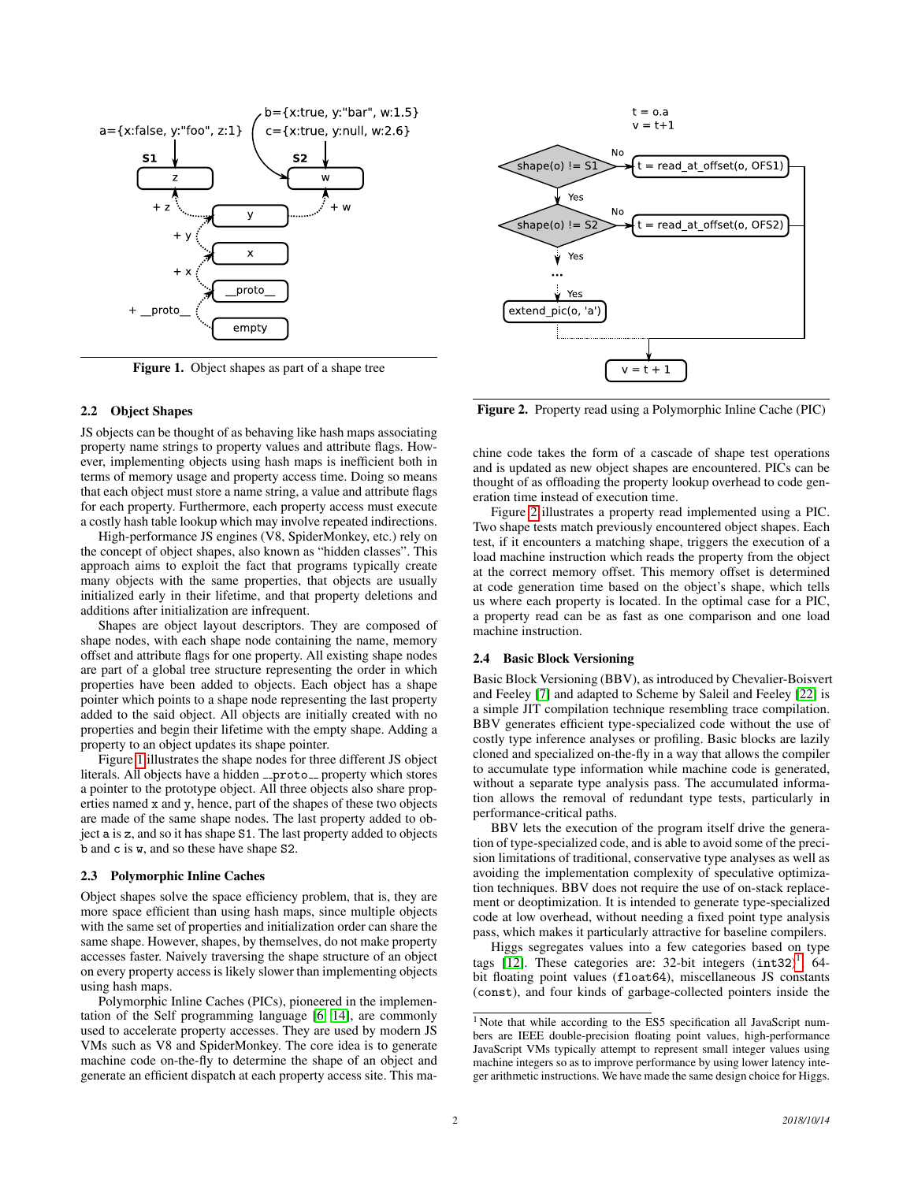Figure 1. Object shapes as part of a shape tree

## 2.2 Object Shapes

JS objects can be thought of as behaving like hash maps associating property name strings to property values and attribute flags. However, implementing objects using hash maps is inefficient both in terms of memory usage and property access time. Doing so means that each object must store a name string, a value and attribute flags for each property. Furthermore, each property access must execute a costly hash table lookup which may involve repeated indirections.

High-performance JS engines (V8, SpiderMonkey, etc.) rely on the concept of object shapes, also known as "hidden classes". This approach aims to exploit the fact that programs typically create many objects with the same properties, that objects are usually initialized early in their lifetime, and that property deletions and additions after initialization are infrequent.

Shapes are object layout descriptors. They are composed of shape nodes, with each shape node containing the name, memory offset and attribute flags for one property. All existing shape nodes are part of a global tree structure representing the order in which properties have been added to objects. Each object has a shape pointer which points to a shape node representing the last property added to the said object. All objects are initially created with no properties and begin their lifetime with the empty shape. Adding a property to an object updates its shape pointer.

Figure 1 illustrates the shape nodes for three different JS object literals. All objects have a hidden `__proto__` property which stores a pointer to the prototype object. All three objects also share properties named `x` and `y`, hence, part of the shapes of these two objects are made of the same shape nodes. The last property added to object `a` is `z`, and so it has shape `S1`. The last property added to objects `b` and `c` is `w`, and so these have shape `S2`.

## 2.3 Polymorphic Inline Caches

Object shapes solve the space efficiency problem, that is, they are more space efficient than using hash maps, since multiple objects with the same set of properties and initialization order can share the same shape. However, shapes, by themselves, do not make property accesses faster. Naively traversing the shape structure of an object on every property access is likely slower than implementing objects using hash maps.

Polymorphic Inline Caches (PICs), pioneered in the implementation of the Self programming language [6] [14], are commonly used to accelerate property accesses. They are used by modern JS VMs such as V8 and SpiderMonkey. The core idea is to generate machine code on-the-fly to determine the shape of an object and generate an efficient dispatch at each property access site. This machine code takes the form of a cascade of shape test operations and is updated as new object shapes are encountered. PICs can be thought of as offloading the property lookup overhead to code generation time instead of execution time.

Figure 2. Property read using a Polymorphic Inline Cache (PIC)

Figure 2 illustrates a property read implemented using a PIC. Two shape tests match previously encountered object shapes. Each test, if it encounters a matching shape, triggers the execution of a load machine instruction which reads the property from the object at the correct memory offset. This memory offset is determined at code generation time based on the object's shape, which tells us where each property is located. In the optimal case for a PIC, a property read can be as fast as one comparison and one load machine instruction.

## 2.4 Basic Block Versioning

Basic Block Versioning (BBV), as introduced by Chevalier-Boisvert and Feeley [7] and adapted to Scheme by Saleil and Feeley [22] is a simple JIT compilation technique resembling trace compilation. BBV generates efficient type-specialized code without the use of costly type inference analyses or profiling. Basic blocks are lazily cloned and specialized on-the-fly in a way that allows the compiler to accumulate type information while machine code is generated, without a separate type analysis pass. The accumulated information allows the removal of redundant type tests, particularly in performance-critical paths.

BBV lets the execution of the program itself drive the generation of type-specialized code, and is able to avoid some of the precision limitations of traditional, conservative type analyses as well as avoiding the implementation complexity of speculative optimization techniques. BBV does not require the use of on-stack replacement or deoptimization. It is intended to generate type-specialized code at low overhead, without needing a fixed point type analysis pass, which makes it particularly attractive for baseline compilers.

Higgs segregates values into a few categories based on type tags [12]. These categories are: 32-bit integers (`int32`)[1], 64-bit floating point values (`float64`), miscellaneous JS constants (`const`), and four kinds of garbage-collected pointers inside the

[1] Note that while according to the ES5 specification all JavaScript numbers are IEEE double-precision floating point values, high-performance JavaScript VMs typically attempt to represent small integer values using machine integers so as to improve performance by using lower latency integer arithmetic instructions. We have made the same design choice for Higgs.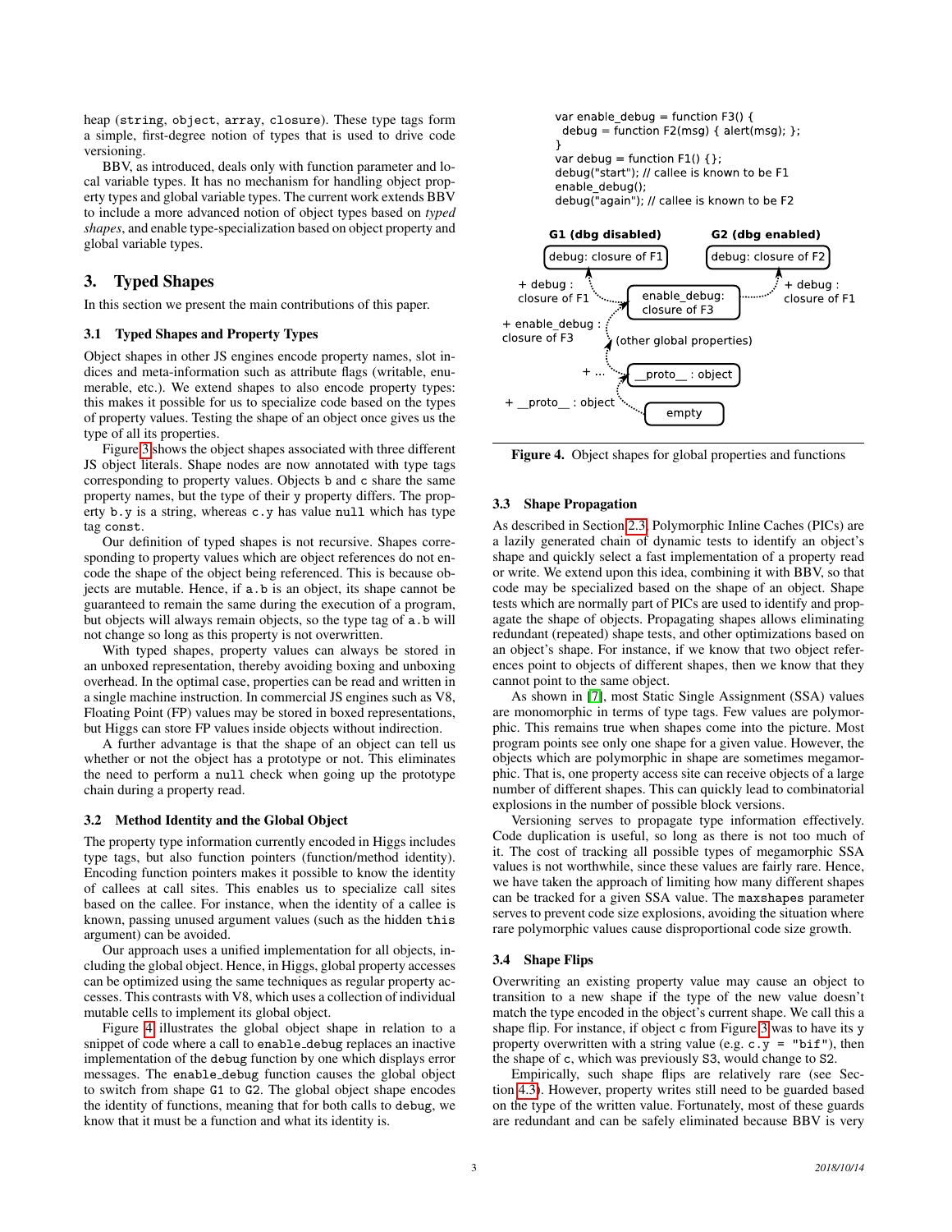heap (string, object, array, closure). These type tags form a simple, first-degree notion of types that is used to drive code versioning.

BBV, as introduced, deals only with function parameter and local variable types. It has no mechanism for handling object property types and global variable types. The current work extends BBV to include a more advanced notion of object types based on *typed shapes*, and enable type-specialization based on object property and global variable types.

## 3. Typed Shapes

In this section we present the main contributions of this paper.

### 3.1 Typed Shapes and Property Types

Object shapes in other JS engines encode property names, slot indices and meta-information such as attribute flags (writable, enumerable, etc.). We extend shapes to also encode property types: this makes it possible for us to specialize code based on the types of property values. Testing the shape of an object once gives us the type of all its properties.

Figure 3 shows the object shapes associated with three different JS object literals. Shape nodes are now annotated with type tags corresponding to property values. Objects b and c share the same property names, but the type of their y property differs. The property b.y is a string, whereas c.y has value null which has type tag const.

Our definition of typed shapes is not recursive. Shapes corresponding to property values which are object references do not encode the shape of the object being referenced. This is because objects are mutable. Hence, if a.b is an object, its shape cannot be guaranteed to remain the same during the execution of a program, but objects will always remain objects, so the type tag of a.b will not change so long as this property is not overwritten.

With typed shapes, property values can always be stored in an unboxed representation, thereby avoiding boxing and unboxing overhead. In the optimal case, properties can be read and written in a single machine instruction. In commercial JS engines such as V8, Floating Point (FP) values may be stored in boxed representations, but Higgs can store FP values inside objects without indirection.

A further advantage is that the shape of an object can tell us whether or not the object has a prototype or not. This eliminates the need to perform a null check when going up the prototype chain during a property read.

### 3.2 Method Identity and the Global Object

The property type information currently encoded in Higgs includes type tags, but also function pointers (function/method identity). Encoding function pointers makes it possible to know the identity of callees at call sites. This enables us to specialize call sites based on the callee. For instance, when the identity of a callee is known, passing unused argument values (such as the hidden this argument) can be avoided.

Our approach uses a unified implementation for all objects, including the global object. Hence, in Higgs, global property accesses can be optimized using the same techniques as regular property accesses. This contrasts with V8, which uses a collection of individual mutable cells to implement its global object.

Figure 4 illustrates the global object shape in relation to a snippet of code where a call to enable_debug replaces an inactive implementation of the debug function by one which displays error messages. The enable_debug function causes the global object to switch from shape G1 to G2. The global object shape encodes the identity of functions, meaning that for both calls to debug, we know that it must be a function and what its identity is.

```
var enable_debug = function F3() {
  debug = function F2(msg) { alert(msg); };
}
var debug = function F1() {};
debug("start"); // callee is known to be F1
enable_debug();
debug("again"); // callee is known to be F2
```

**Figure 4.** Object shapes for global properties and functions

### 3.3 Shape Propagation

As described in Section 2.3, Polymorphic Inline Caches (PICs) are a lazily generated chain of dynamic tests to identify an object's shape and quickly select a fast implementation of a property read or write. We extend upon this idea, combining it with BBV, so that code may be specialized based on the shape of an object. Shape tests which are normally part of PICs are used to identify and propagate the shape of objects. Propagating shapes allows eliminating redundant (repeated) shape tests, and other optimizations based on an object's shape. For instance, if we know that two object references point to objects of different shapes, then we know that they cannot point to the same object.

As shown in [7], most Static Single Assignment (SSA) values are monomorphic in terms of type tags. Few values are polymorphic. This remains true when shapes come into the picture. Most program points see only one shape for a given value. However, the objects which are polymorphic in shape are sometimes megamorphic. That is, one property access site can receive objects of a large number of different shapes. This can quickly lead to combinatorial explosions in the number of possible block versions.

Versioning serves to propagate type information effectively. Code duplication is useful, so long as there is not too much of it. The cost of tracking all possible types of megamorphic SSA values is not worthwhile, since these values are fairly rare. Hence, we have taken the approach of limiting how many different shapes can be tracked for a given SSA value. The maxshapes parameter serves to prevent code size explosions, avoiding the situation where rare polymorphic values cause disproportional code size growth.

### 3.4 Shape Flips

Overwriting an existing property value may cause an object to transition to a new shape if the type of the new value doesn't match the type encoded in the object's current shape. We call this a shape flip. For instance, if object c from Figure 3 was to have its y property overwritten with a string value (e.g. c.y = "bif"), then the shape of c, which was previously S3, would change to S2.

Empirically, such shape flips are relatively rare (see Section 4.3). However, property writes still need to be guarded based on the type of the written value. Fortunately, most of these guards are redundant and can be safely eliminated because BBV is very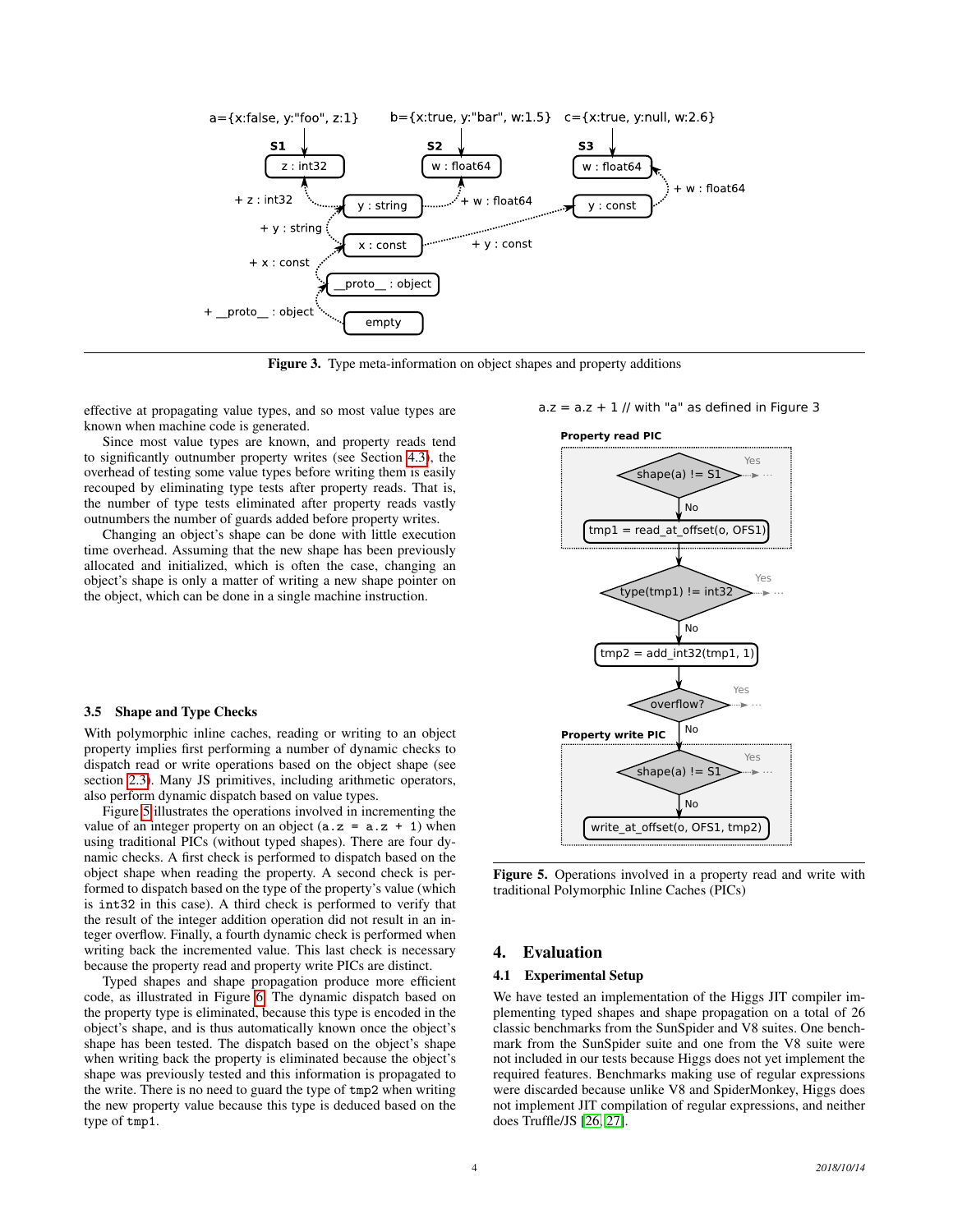Figure 3. Type meta-information on object shapes and property additions

effective at propagating value types, and so most value types are known when machine code is generated.

Since most value types are known, and property reads tend to significantly outnumber property writes (see Section 4.3), the overhead of testing some value types before writing them is easily recouped by eliminating type tests after property reads. That is, the number of type tests eliminated after property reads vastly outnumbers the number of guards added before property writes.

Changing an object's shape can be done with little execution time overhead. Assuming that the new shape has been previously allocated and initialized, which is often the case, changing an object's shape is only a matter of writing a new shape pointer on the object, which can be done in a single machine instruction.

### 3.5 Shape and Type Checks

With polymorphic inline caches, reading or writing to an object property implies first performing a number of dynamic checks to dispatch read or write operations based on the object shape (see section 2.3). Many JS primitives, including arithmetic operators, also perform dynamic dispatch based on value types.

Figure 5 illustrates the operations involved in incrementing the value of an integer property on an object (`a.z = a.z + 1`) when using traditional PICs (without typed shapes). There are four dynamic checks. A first check is performed to dispatch based on the object shape when reading the property. A second check is performed to dispatch based on the type of the property's value (which is `int32` in this case). A third check is performed to verify that the result of the integer addition operation did not result in an integer overflow. Finally, a fourth dynamic check is performed when writing back the incremented value. This last check is necessary because the property read and property write PICs are distinct.

Typed shapes and shape propagation produce more efficient code, as illustrated in Figure 6. The dynamic dispatch based on the property type is eliminated, because this type is encoded in the object's shape, and is thus automatically known once the object's shape has been tested. The dispatch based on the object's shape when writing back the property is eliminated because the object's shape was previously tested and this information is propagated to the write. There is no need to guard the type of `tmp2` when writing the new property value because this type is deduced based on the type of `tmp1`.

Figure 5. Operations involved in a property read and write with traditional Polymorphic Inline Caches (PICs)

## 4. Evaluation

### 4.1 Experimental Setup

We have tested an implementation of the Higgs JIT compiler implementing typed shapes and shape propagation on a total of 26 classic benchmarks from the SunSpider and V8 suites. One benchmark from the SunSpider suite and one from the V8 suite were not included in our tests because Higgs does not yet implement the required features. Benchmarks making use of regular expressions were discarded because unlike V8 and SpiderMonkey, Higgs does not implement JIT compilation of regular expressions, and neither does Truffle/JS [26, 27].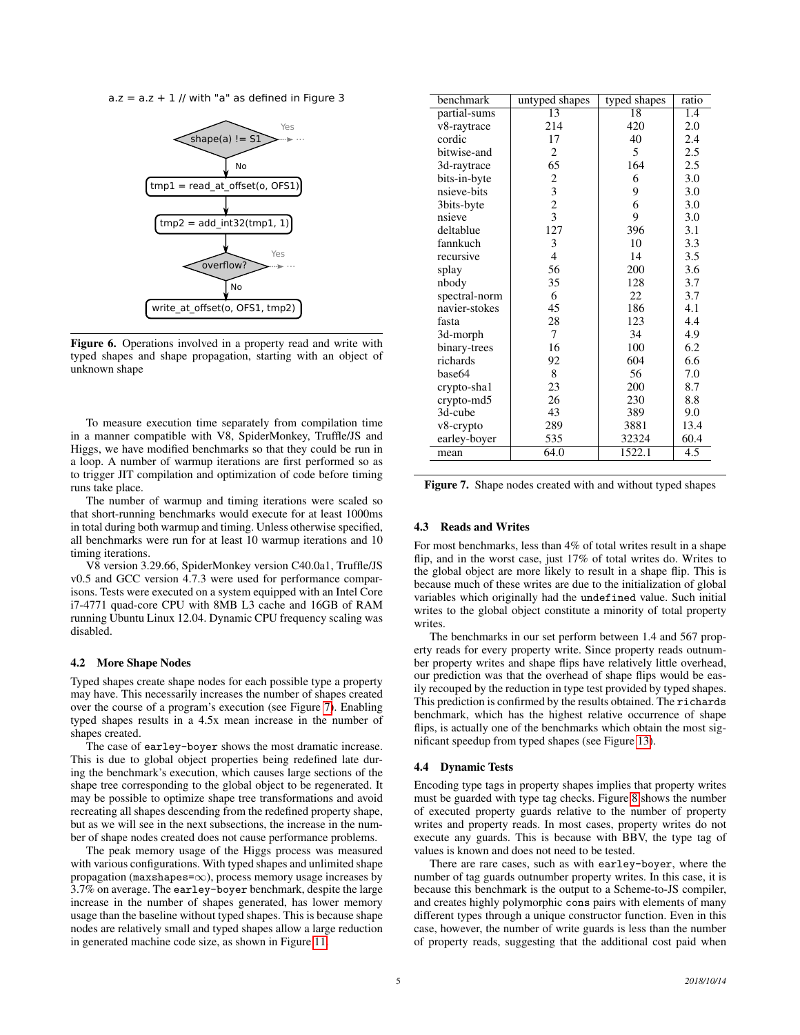a.z = a.z + 1 // with "a" as defined in Figure 3

```
shape(a) != S1  --Yes--> ...
      | No
tmp1 = read_at_offset(o, OFS1)
      |
tmp2 = add_int32(tmp1, 1)
      |
overflow?  --Yes--> ...
      | No
write_at_offset(o, OFS1, tmp2)
```

**Figure 6.** Operations involved in a property read and write with typed shapes and shape propagation, starting with an object of unknown shape

To measure execution time separately from compilation time in a manner compatible with V8, SpiderMonkey, Truffle/JS and Higgs, we have modified benchmarks so that they could be run in a loop. A number of warmup iterations are first performed so as to trigger JIT compilation and optimization of code before timing runs take place.

The number of warmup and timing iterations were scaled so that short-running benchmarks would execute for at least 1000ms in total during both warmup and timing. Unless otherwise specified, all benchmarks were run for at least 10 warmup iterations and 10 timing iterations.

V8 version 3.29.66, SpiderMonkey version C40.0a1, Truffle/JS v0.5 and GCC version 4.7.3 were used for performance comparisons. Tests were executed on a system equipped with an Intel Core i7-4771 quad-core CPU with 8MB L3 cache and 16GB of RAM running Ubuntu Linux 12.04. Dynamic CPU frequency scaling was disabled.

### 4.2 More Shape Nodes

Typed shapes create shape nodes for each possible type a property may have. This necessarily increases the number of shapes created over the course of a program's execution (see Figure 7). Enabling typed shapes results in a 4.5x mean increase in the number of shapes created.

The case of `earley-boyer` shows the most dramatic increase. This is due to global object properties being redefined late during the benchmark's execution, which causes large sections of the shape tree corresponding to the global object to be regenerated. It may be possible to optimize shape tree transformations and avoid recreating all shapes descending from the redefined property shape, but as we will see in the next subsections, the increase in the number of shape nodes created does not cause performance problems.

The peak memory usage of the Higgs process was measured with various configurations. With typed shapes and unlimited shape propagation (maxshapes=$\infty$), process memory usage increases by 3.7% on average. The `earley-boyer` benchmark, despite the large increase in the number of shapes generated, has lower memory usage than the baseline without typed shapes. This is because shape nodes are relatively small and typed shapes allow a large reduction in generated machine code size, as shown in Figure 11.

| benchmark | untyped shapes | typed shapes | ratio |
|---|---|---|---|
| partial-sums | 13 | 18 | 1.4 |
| v8-raytrace | 214 | 420 | 2.0 |
| cordic | 17 | 40 | 2.4 |
| bitwise-and | 2 | 5 | 2.5 |
| 3d-raytrace | 65 | 164 | 2.5 |
| bits-in-byte | 2 | 6 | 3.0 |
| nsieve-bits | 3 | 9 | 3.0 |
| 3bits-byte | 2 | 6 | 3.0 |
| nsieve | 3 | 9 | 3.0 |
| deltablue | 127 | 396 | 3.1 |
| fannkuch | 3 | 10 | 3.3 |
| recursive | 4 | 14 | 3.5 |
| splay | 56 | 200 | 3.6 |
| nbody | 35 | 128 | 3.7 |
| spectral-norm | 6 | 22 | 3.7 |
| navier-stokes | 45 | 186 | 4.1 |
| fasta | 28 | 123 | 4.4 |
| 3d-morph | 7 | 34 | 4.9 |
| binary-trees | 16 | 100 | 6.2 |
| richards | 92 | 604 | 6.6 |
| base64 | 8 | 56 | 7.0 |
| crypto-sha1 | 23 | 200 | 8.7 |
| crypto-md5 | 26 | 230 | 8.8 |
| 3d-cube | 43 | 389 | 9.0 |
| v8-crypto | 289 | 3881 | 13.4 |
| earley-boyer | 535 | 32324 | 60.4 |
| mean | 64.0 | 1522.1 | 4.5 |

**Figure 7.** Shape nodes created with and without typed shapes

### 4.3 Reads and Writes

For most benchmarks, less than 4% of total writes result in a shape flip, and in the worst case, just 17% of total writes do. Writes to the global object are more likely to result in a shape flip. This is because much of these writes are due to the initialization of global variables which originally had the `undefined` value. Such initial writes to the global object constitute a minority of total property writes.

The benchmarks in our set perform between 1.4 and 567 property reads for every property write. Since property reads outnumber property writes and shape flips have relatively little overhead, our prediction was that the overhead of shape flips would be easily recouped by the reduction in type test provided by typed shapes. This prediction is confirmed by the results obtained. The `richards` benchmark, which has the highest relative occurrence of shape flips, is actually one of the benchmarks which obtain the most significant speedup from typed shapes (see Figure 13).

### 4.4 Dynamic Tests

Encoding type tags in property shapes implies that property writes must be guarded with type tag checks. Figure 8 shows the number of executed property guards relative to the number of property writes and property reads. In most cases, property writes do not execute any guards. This is because with BBV, the type tag of values is known and does not need to be tested.

There are rare cases, such as with `earley-boyer`, where the number of tag guards outnumber property writes. In this case, it is because this benchmark is the output to a Scheme-to-JS compiler, and creates highly polymorphic `cons` pairs with elements of many different types through a unique constructor function. Even in this case, however, the number of write guards is less than the number of property reads, suggesting that the additional cost paid when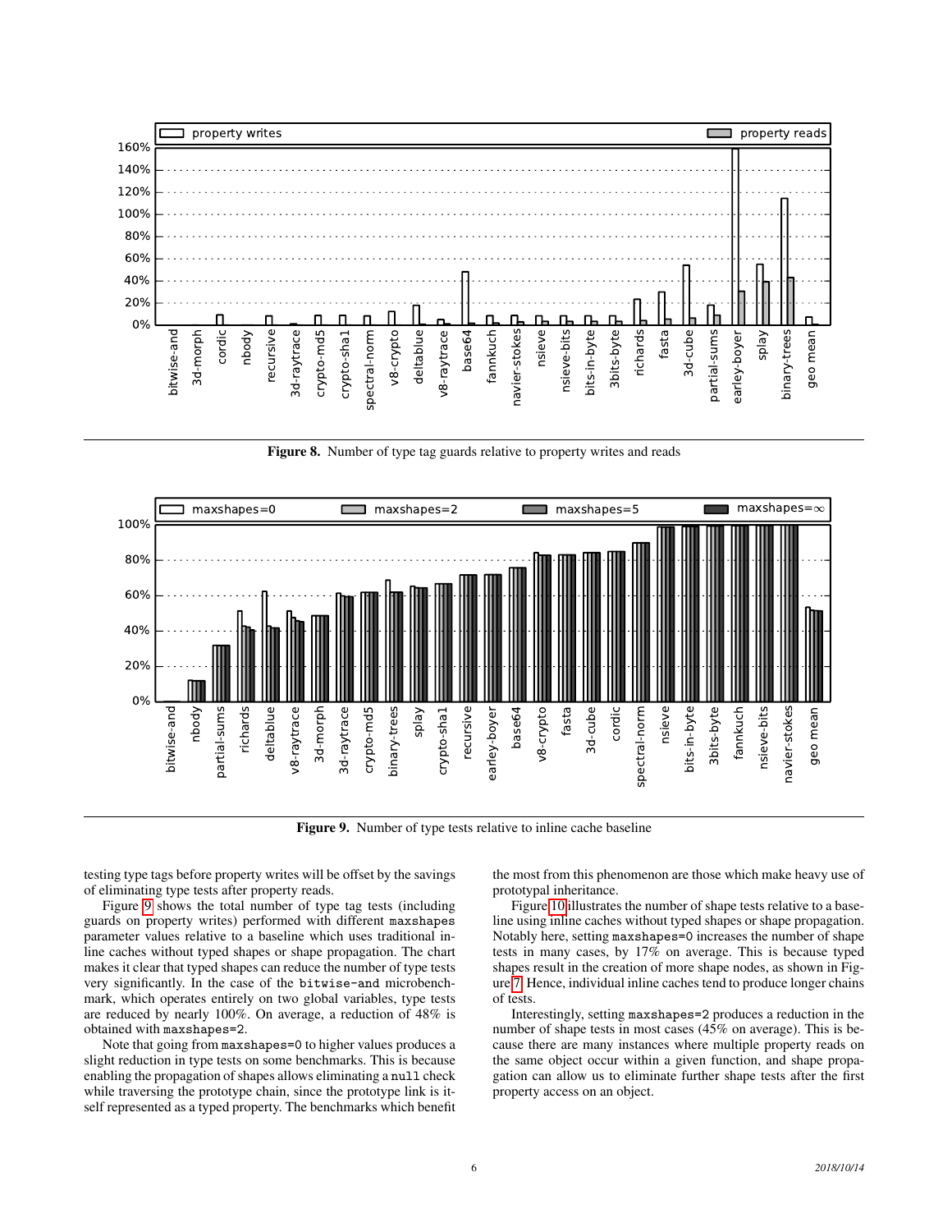**Figure 8.** Number of type tag guards relative to property writes and reads

**Figure 9.** Number of type tests relative to inline cache baseline

testing type tags before property writes will be offset by the savings of eliminating type tests after property reads.

Figure 9 shows the total number of type tag tests (including guards on property writes) performed with different `maxshapes` parameter values relative to a baseline which uses traditional inline caches without typed shapes or shape propagation. The chart makes it clear that typed shapes can reduce the number of type tests very significantly. In the case of the `bitwise-and` microbenchmark, which operates entirely on two global variables, type tests are reduced by nearly 100%. On average, a reduction of 48% is obtained with `maxshapes=2`.

Note that going from `maxshapes=0` to higher values produces a slight reduction in type tests on some benchmarks. This is because enabling the propagation of shapes allows eliminating a `null` check while traversing the prototype chain, since the prototype link is itself represented as a typed property. The benchmarks which benefit the most from this phenomenon are those which make heavy use of prototypal inheritance.

Figure 10 illustrates the number of shape tests relative to a baseline using inline caches without typed shapes or shape propagation. Notably here, setting `maxshapes=0` increases the number of shape tests in many cases, by 17% on average. This is because typed shapes result in the creation of more shape nodes, as shown in Figure 7. Hence, individual inline caches tend to produce longer chains of tests.

Interestingly, setting `maxshapes=2` produces a reduction in the number of shape tests in most cases (45% on average). This is because there are many instances where multiple property reads on the same object occur within a given function, and shape propagation can allow us to eliminate further shape tests after the first property access on an object.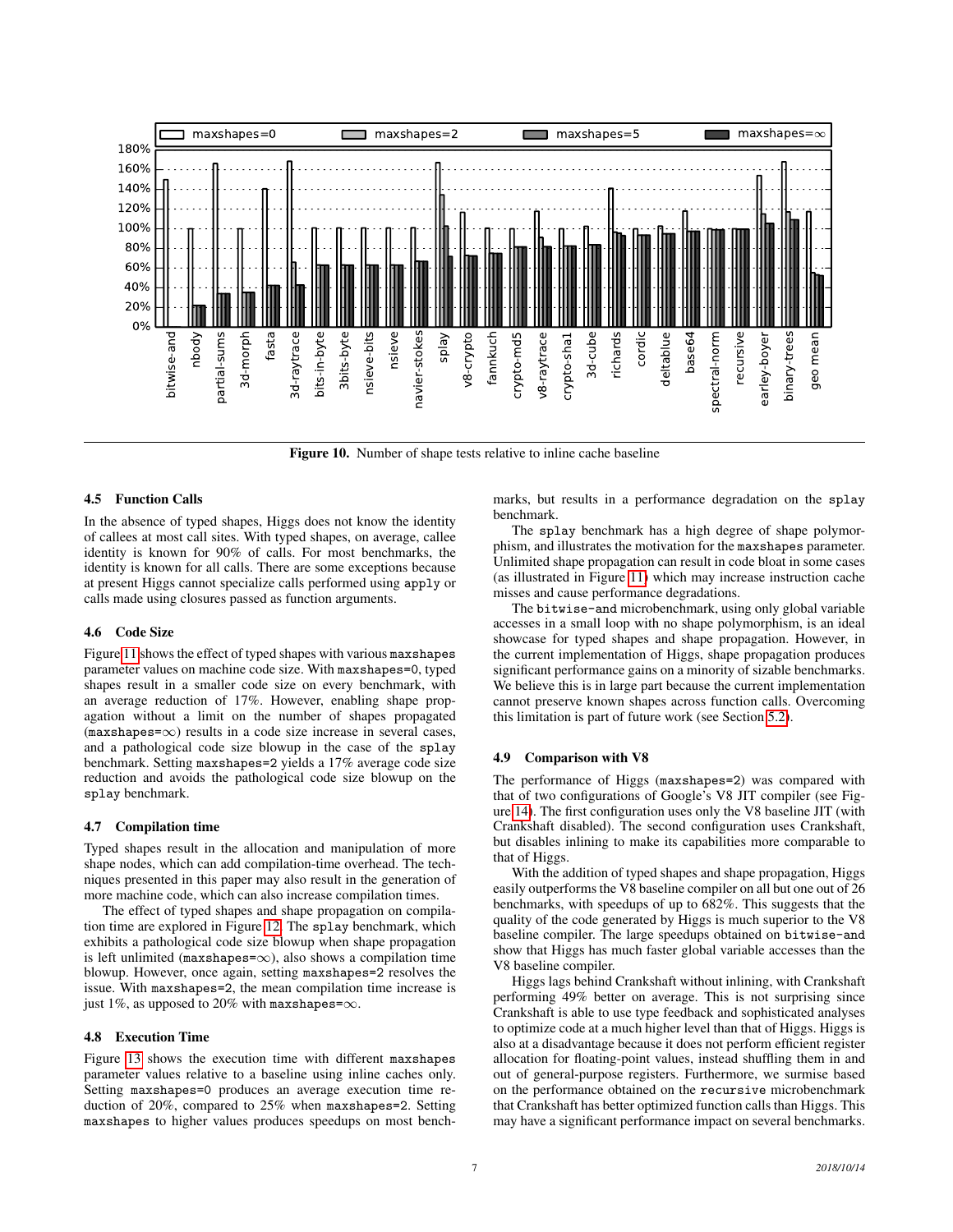Figure 10. Number of shape tests relative to inline cache baseline

### 4.5 Function Calls

In the absence of typed shapes, Higgs does not know the identity of callees at most call sites. With typed shapes, on average, callee identity is known for 90% of calls. For most benchmarks, the identity is known for all calls. There are some exceptions because at present Higgs cannot specialize calls performed using `apply` or calls made using closures passed as function arguments.

### 4.6 Code Size

Figure 11 shows the effect of typed shapes with various `maxshapes` parameter values on machine code size. With `maxshapes=0`, typed shapes result in a smaller code size on every benchmark, with an average reduction of 17%. However, enabling shape propagation without a limit on the number of shapes propagated (`maxshapes=`$\infty$) results in a code size increase in several cases, and a pathological code size blowup in the case of the `splay` benchmark. Setting `maxshapes=2` yields a 17% average code size reduction and avoids the pathological code size blowup on the `splay` benchmark.

### 4.7 Compilation time

Typed shapes result in the allocation and manipulation of more shape nodes, which can add compilation-time overhead. The techniques presented in this paper may also result in the generation of more machine code, which can also increase compilation times.

The effect of typed shapes and shape propagation on compilation time are explored in Figure 12. The `splay` benchmark, which exhibits a pathological code size blowup when shape propagation is left unlimited (`maxshapes=`$\infty$), also shows a compilation time blowup. However, once again, setting `maxshapes=2` resolves the issue. With `maxshapes=2`, the mean compilation time increase is just 1%, as upposed to 20% with `maxshapes=`$\infty$.

### 4.8 Execution Time

Figure 13 shows the execution time with different `maxshapes` parameter values relative to a baseline using inline caches only. Setting `maxshapes=0` produces an average execution time reduction of 20%, compared to 25% when `maxshapes=2`. Setting `maxshapes` to higher values produces speedups on most benchmarks, but results in a performance degradation on the `splay` benchmark.

The `splay` benchmark has a high degree of shape polymorphism, and illustrates the motivation for the `maxshapes` parameter. Unlimited shape propagation can result in code bloat in some cases (as illustrated in Figure 11) which may increase instruction cache misses and cause performance degradations.

The `bitwise-and` microbenchmark, using only global variable accesses in a small loop with no shape polymorphism, is an ideal showcase for typed shapes and shape propagation. However, in the current implementation of Higgs, shape propagation produces significant performance gains on a minority of sizable benchmarks. We believe this is in large part because the current implementation cannot preserve known shapes across function calls. Overcoming this limitation is part of future work (see Section 5.2).

### 4.9 Comparison with V8

The performance of Higgs (`maxshapes=2`) was compared with that of two configurations of Google's V8 JIT compiler (see Figure 14). The first configuration uses only the V8 baseline JIT (with Crankshaft disabled). The second configuration uses Crankshaft, but disables inlining to make its capabilities more comparable to that of Higgs.

With the addition of typed shapes and shape propagation, Higgs easily outperforms the V8 baseline compiler on all but one out of 26 benchmarks, with speedups of up to 682%. This suggests that the quality of the code generated by Higgs is much superior to the V8 baseline compiler. The large speedups obtained on `bitwise-and` show that Higgs has much faster global variable accesses than the V8 baseline compiler.

Higgs lags behind Crankshaft without inlining, with Crankshaft performing 49% better on average. This is not surprising since Crankshaft is able to use type feedback and sophisticated analyses to optimize code at a much higher level than that of Higgs. Higgs is also at a disadvantage because it does not perform efficient register allocation for floating-point values, instead shuffling them in and out of general-purpose registers. Furthermore, we surmise based on the performance obtained on the `recursive` microbenchmark that Crankshaft has better optimized function calls than Higgs. This may have a significant performance impact on several benchmarks.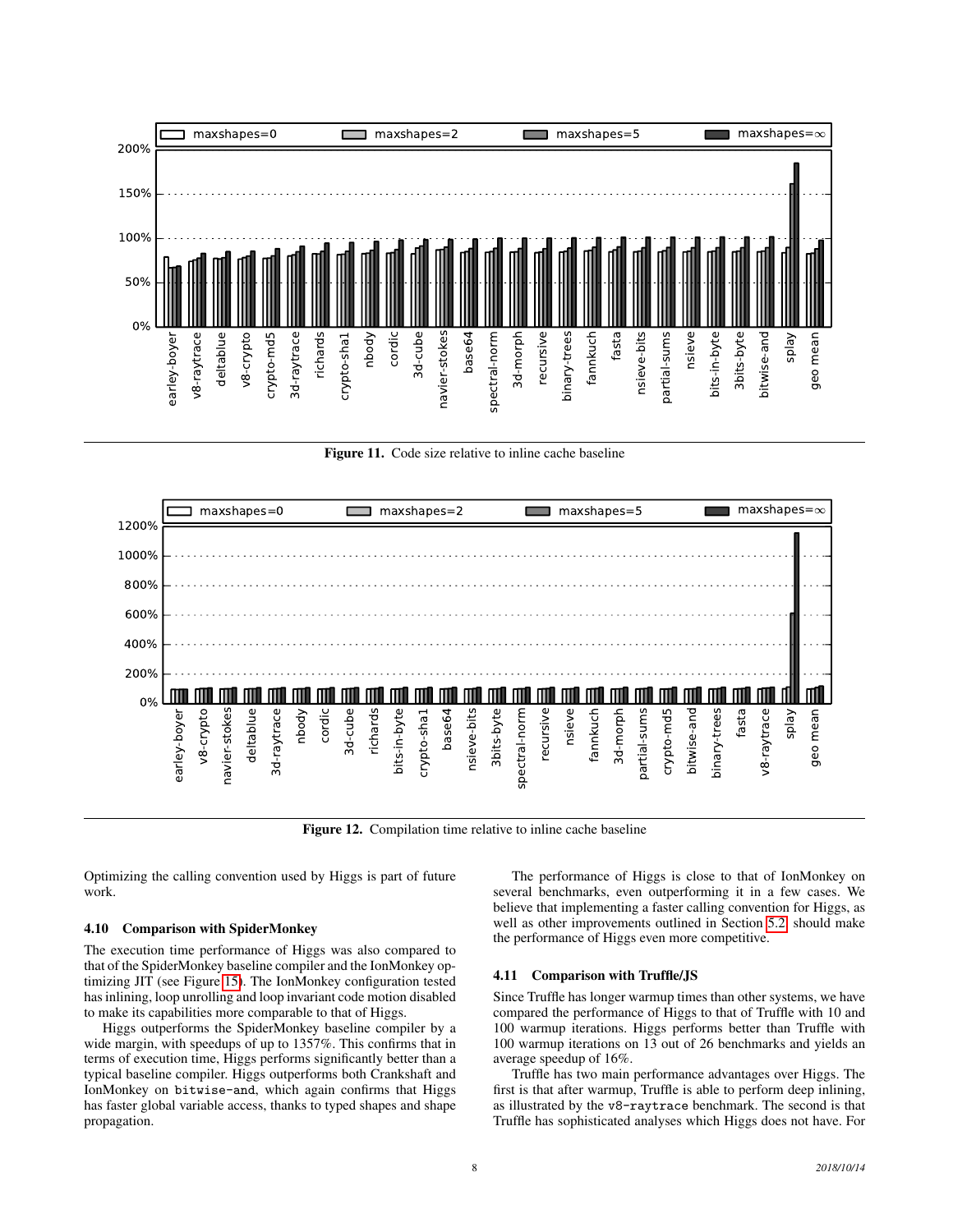Figure 11. Code size relative to inline cache baseline

Figure 12. Compilation time relative to inline cache baseline

Optimizing the calling convention used by Higgs is part of future work.

### 4.10 Comparison with SpiderMonkey

The execution time performance of Higgs was also compared to that of the SpiderMonkey baseline compiler and the IonMonkey optimizing JIT (see Figure 15). The IonMonkey configuration tested has inlining, loop unrolling and loop invariant code motion disabled to make its capabilities more comparable to that of Higgs.

Higgs outperforms the SpiderMonkey baseline compiler by a wide margin, with speedups of up to 1357%. This confirms that in terms of execution time, Higgs performs significantly better than a typical baseline compiler. Higgs outperforms both Crankshaft and IonMonkey on `bitwise-and`, which again confirms that Higgs has faster global variable access, thanks to typed shapes and shape propagation.

The performance of Higgs is close to that of IonMonkey on several benchmarks, even outperforming it in a few cases. We believe that implementing a faster calling convention for Higgs, as well as other improvements outlined in Section 5.2, should make the performance of Higgs even more competitive.

### 4.11 Comparison with Truffle/JS

Since Truffle has longer warmup times than other systems, we have compared the performance of Higgs to that of Truffle with 10 and 100 warmup iterations. Higgs performs better than Truffle with 100 warmup iterations on 13 out of 26 benchmarks and yields an average speedup of 16%.

Truffle has two main performance advantages over Higgs. The first is that after warmup, Truffle is able to perform deep inlining, as illustrated by the `v8-raytrace` benchmark. The second is that Truffle has sophisticated analyses which Higgs does not have. For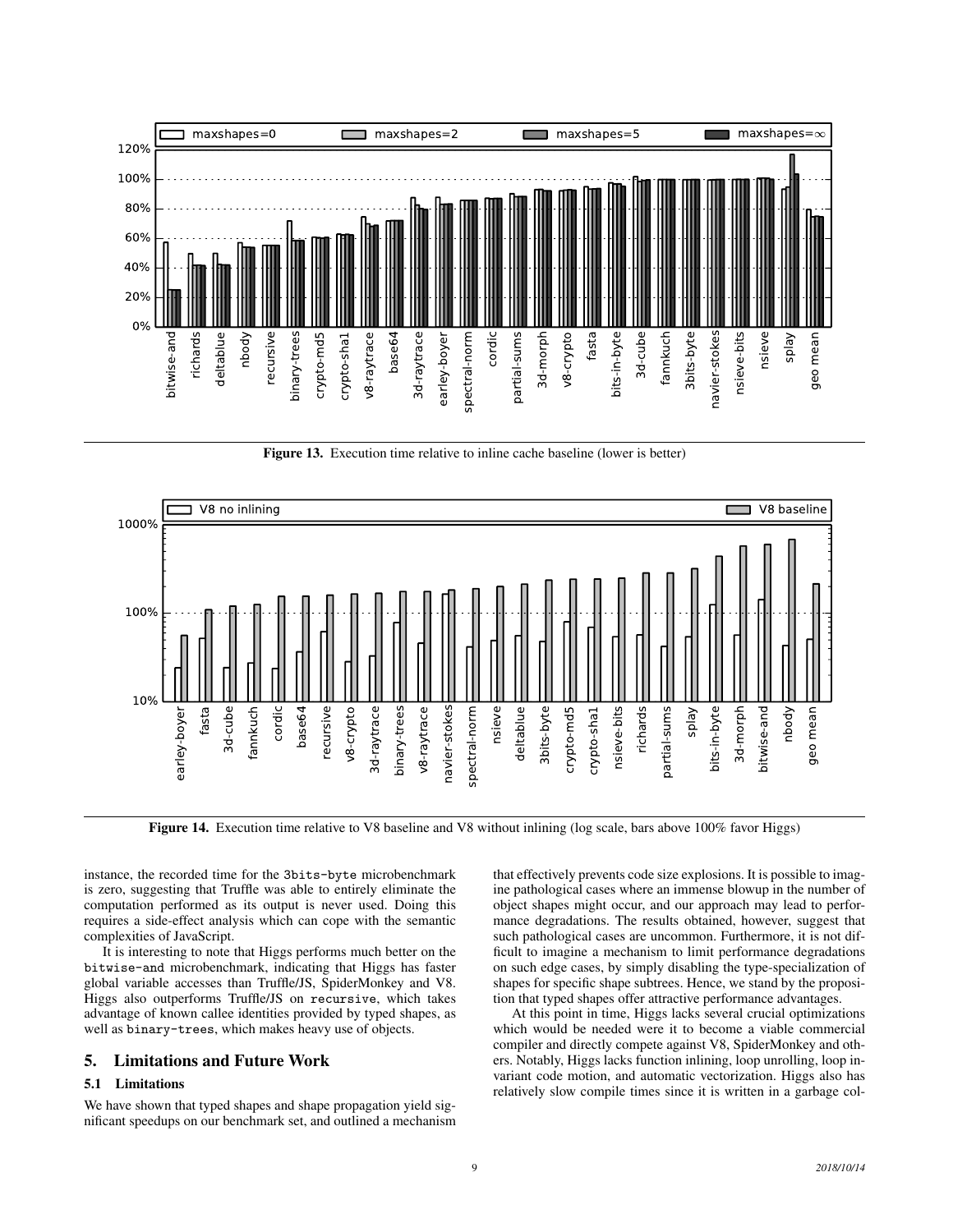Figure 13. Execution time relative to inline cache baseline (lower is better)

Figure 14. Execution time relative to V8 baseline and V8 without inlining (log scale, bars above 100% favor Higgs)

instance, the recorded time for the 3bits-byte microbenchmark is zero, suggesting that Truffle was able to entirely eliminate the computation performed as its output is never used. Doing this requires a side-effect analysis which can cope with the semantic complexities of JavaScript.

It is interesting to note that Higgs performs much better on the bitwise-and microbenchmark, indicating that Higgs has faster global variable accesses than Truffle/JS, SpiderMonkey and V8. Higgs also outperforms Truffle/JS on recursive, which takes advantage of known callee identities provided by typed shapes, as well as binary-trees, which makes heavy use of objects.

## 5. Limitations and Future Work

### 5.1 Limitations

We have shown that typed shapes and shape propagation yield significant speedups on our benchmark set, and outlined a mechanism that effectively prevents code size explosions. It is possible to imagine pathological cases where an immense blowup in the number of object shapes might occur, and our approach may lead to performance degradations. The results obtained, however, suggest that such pathological cases are uncommon. Furthermore, it is not difficult to imagine a mechanism to limit performance degradations on such edge cases, by simply disabling the type-specialization of shapes for specific shape subtrees. Hence, we stand by the proposition that typed shapes offer attractive performance advantages.

At this point in time, Higgs lacks several crucial optimizations which would be needed were it to become a viable commercial compiler and directly compete against V8, SpiderMonkey and others. Notably, Higgs lacks function inlining, loop unrolling, loop invariant code motion, and automatic vectorization. Higgs also has relatively slow compile times since it is written in a garbage col-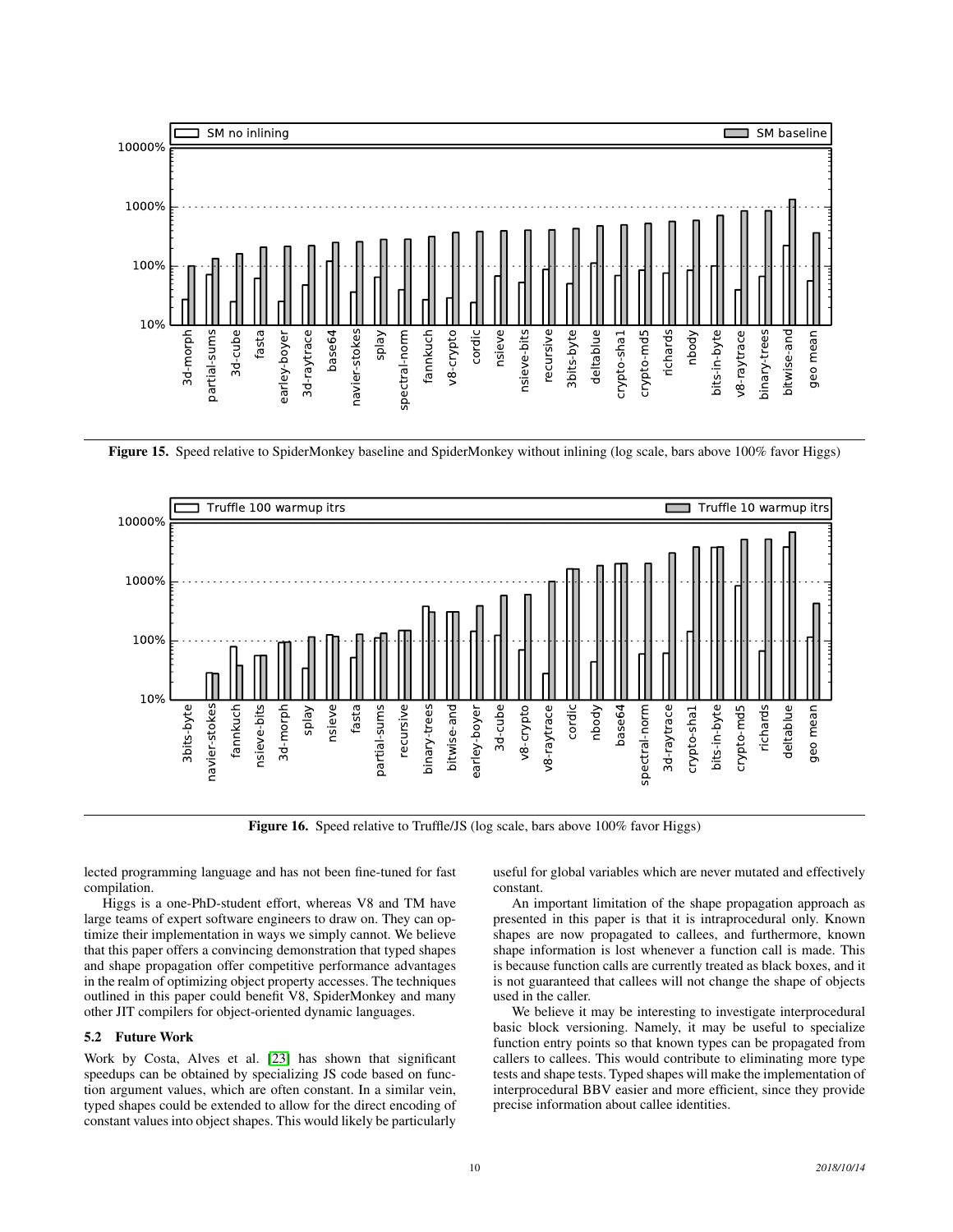Figure 15. Speed relative to SpiderMonkey baseline and SpiderMonkey without inlining (log scale, bars above 100% favor Higgs)

Figure 16. Speed relative to Truffle/JS (log scale, bars above 100% favor Higgs)

lected programming language and has not been fine-tuned for fast compilation.

Higgs is a one-PhD-student effort, whereas V8 and TM have large teams of expert software engineers to draw on. They can optimize their implementation in ways we simply cannot. We believe that this paper offers a convincing demonstration that typed shapes and shape propagation offer competitive performance advantages in the realm of optimizing object property accesses. The techniques outlined in this paper could benefit V8, SpiderMonkey and many other JIT compilers for object-oriented dynamic languages.

### 5.2 Future Work

Work by Costa, Alves et al. [23] has shown that significant speedups can be obtained by specializing JS code based on function argument values, which are often constant. In a similar vein, typed shapes could be extended to allow for the direct encoding of constant values into object shapes. This would likely be particularly useful for global variables which are never mutated and effectively constant.

An important limitation of the shape propagation approach as presented in this paper is that it is intraprocedural only. Known shapes are now propagated to callees, and furthermore, known shape information is lost whenever a function call is made. This is because function calls are currently treated as black boxes, and it is not guaranteed that callees will not change the shape of objects used in the caller.

We believe it may be interesting to investigate interprocedural basic block versioning. Namely, it may be useful to specialize function entry points so that known types can be propagated from callers to callees. This would contribute to eliminating more type tests and shape tests. Typed shapes will make the implementation of interprocedural BBV easier and more efficient, since they provide precise information about callee identities.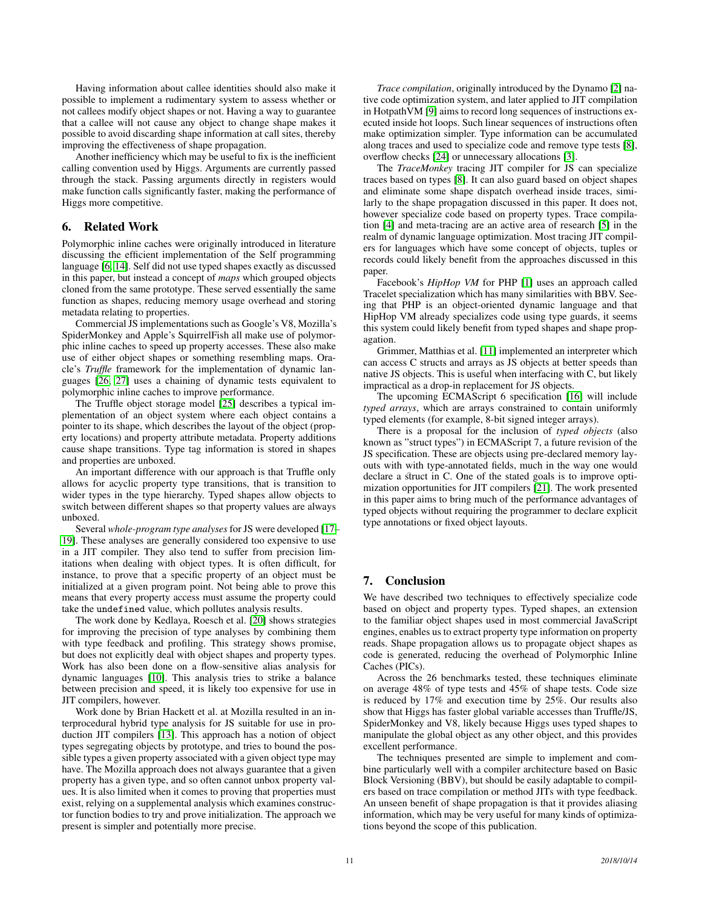Having information about callee identities should also make it possible to implement a rudimentary system to assess whether or not callees modify object shapes or not. Having a way to guarantee that a callee will not cause any object to change shape makes it possible to avoid discarding shape information at call sites, thereby improving the effectiveness of shape propagation.

Another inefficiency which may be useful to fix is the inefficient calling convention used by Higgs. Arguments are currently passed through the stack. Passing arguments directly in registers would make function calls significantly faster, making the performance of Higgs more competitive.

## 6. Related Work

Polymorphic inline caches were originally introduced in literature discussing the efficient implementation of the Self programming language [6, 14]. Self did not use typed shapes exactly as discussed in this paper, but instead a concept of *maps* which grouped objects cloned from the same prototype. These served essentially the same function as shapes, reducing memory usage overhead and storing metadata relating to properties.

Commercial JS implementations such as Google's V8, Mozilla's SpiderMonkey and Apple's SquirrelFish all make use of polymorphic inline caches to speed up property accesses. These also make use of either object shapes or something resembling maps. Oracle's *Truffle* framework for the implementation of dynamic languages [26, 27] uses a chaining of dynamic tests equivalent to polymorphic inline caches to improve performance.

The Truffle object storage model [25] describes a typical implementation of an object system where each object contains a pointer to its shape, which describes the layout of the object (property locations) and property attribute metadata. Property additions cause shape transitions. Type tag information is stored in shapes and properties are unboxed.

An important difference with our approach is that Truffle only allows for acyclic property type transitions, that is transition to wider types in the type hierarchy. Typed shapes allow objects to switch between different shapes so that property values are always unboxed.

Several *whole-program type analyses* for JS were developed [17–19]. These analyses are generally considered too expensive to use in a JIT compiler. They also tend to suffer from precision limitations when dealing with object types. It is often difficult, for instance, to prove that a specific property of an object must be initialized at a given program point. Not being able to prove this means that every property access must assume the property could take the `undefined` value, which pollutes analysis results.

The work done by Kedlaya, Roesch et al. [20] shows strategies for improving the precision of type analyses by combining them with type feedback and profiling. This strategy shows promise, but does not explicitly deal with object shapes and property types. Work has also been done on a flow-sensitive alias analysis for dynamic languages [10]. This analysis tries to strike a balance between precision and speed, it is likely too expensive for use in JIT compilers, however.

Work done by Brian Hackett et al. at Mozilla resulted in an interprocedural hybrid type analysis for JS suitable for use in production JIT compilers [13]. This approach has a notion of object types segregating objects by prototype, and tries to bound the possible types a given property associated with a given object type may have. The Mozilla approach does not always guarantee that a given property has a given type, and so often cannot unbox property values. It is also limited when it comes to proving that properties must exist, relying on a supplemental analysis which examines constructor function bodies to try and prove initialization. The approach we present is simpler and potentially more precise.

*Trace compilation*, originally introduced by the Dynamo [2] native code optimization system, and later applied to JIT compilation in HotpathVM [9] aims to record long sequences of instructions executed inside hot loops. Such linear sequences of instructions often make optimization simpler. Type information can be accumulated along traces and used to specialize code and remove type tests [8], overflow checks [24] or unnecessary allocations [3].

The *TraceMonkey* tracing JIT compiler for JS can specialize traces based on types [8]. It can also guard based on object shapes and eliminate some shape dispatch overhead inside traces, similarly to the shape propagation discussed in this paper. It does not, however specialize code based on property types. Trace compilation [4] and meta-tracing are an active area of research [5] in the realm of dynamic language optimization. Most tracing JIT compilers for languages which have some concept of objects, tuples or records could likely benefit from the approaches discussed in this paper.

Facebook's *HipHop VM* for PHP [1] uses an approach called Tracelet specialization which has many similarities with BBV. Seeing that PHP is an object-oriented dynamic language and that HipHop VM already specializes code using type guards, it seems this system could likely benefit from typed shapes and shape propagation.

Grimmer, Matthias et al. [11] implemented an interpreter which can access C structs and arrays as JS objects at better speeds than native JS objects. This is useful when interfacing with C, but likely impractical as a drop-in replacement for JS objects.

The upcoming ECMAScript 6 specification [16] will include *typed arrays*, which are arrays constrained to contain uniformly typed elements (for example, 8-bit signed integer arrays).

There is a proposal for the inclusion of *typed objects* (also known as "struct types") in ECMAScript 7, a future revision of the JS specification. These are objects using pre-declared memory layouts with with type-annotated fields, much in the way one would declare a struct in C. One of the stated goals is to improve optimization opportunities for JIT compilers [21]. The work presented in this paper aims to bring much of the performance advantages of typed objects without requiring the programmer to declare explicit type annotations or fixed object layouts.

## 7. Conclusion

We have described two techniques to effectively specialize code based on object and property types. Typed shapes, an extension to the familiar object shapes used in most commercial JavaScript engines, enables us to extract property type information on property reads. Shape propagation allows us to propagate object shapes as code is generated, reducing the overhead of Polymorphic Inline Caches (PICs).

Across the 26 benchmarks tested, these techniques eliminate on average 48% of type tests and 45% of shape tests. Code size is reduced by 17% and execution time by 25%. Our results also show that Higgs has faster global variable accesses than Truffle/JS, SpiderMonkey and V8, likely because Higgs uses typed shapes to manipulate the global object as any other object, and this provides excellent performance.

The techniques presented are simple to implement and combine particularly well with a compiler architecture based on Basic Block Versioning (BBV), but should be easily adaptable to compilers based on trace compilation or method JITs with type feedback. An unseen benefit of shape propagation is that it provides aliasing information, which may be very useful for many kinds of optimizations beyond the scope of this publication.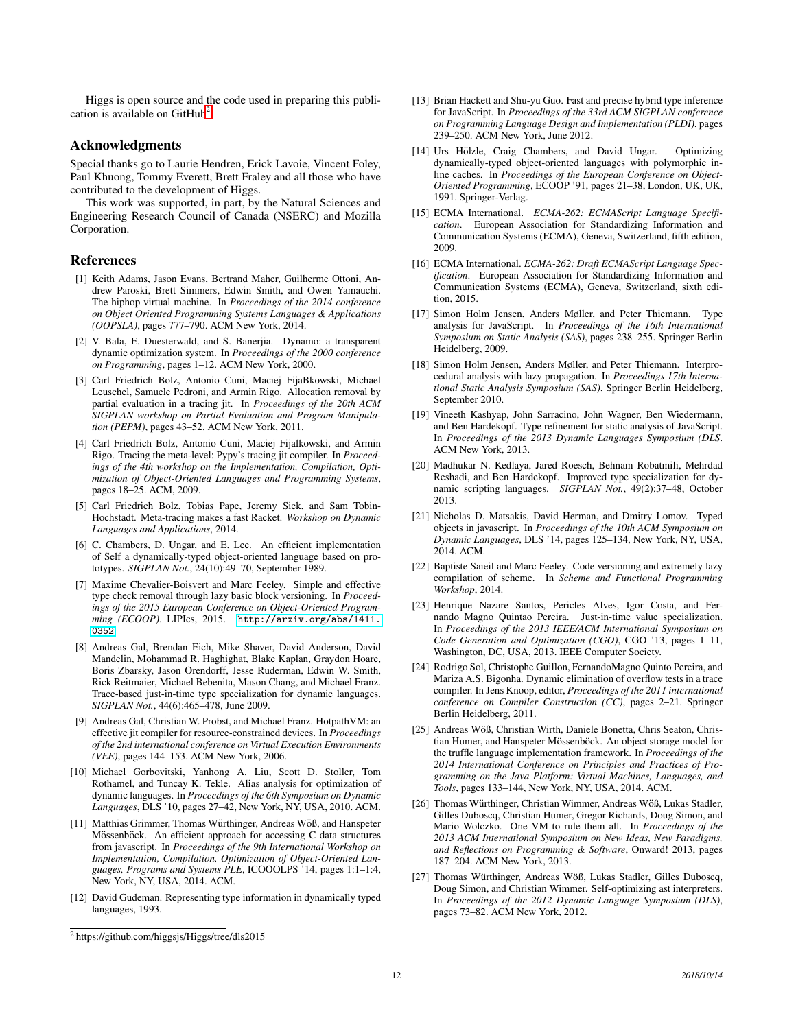Higgs is open source and the code used in preparing this publication is available on GitHub[2].

## Acknowledgments

Special thanks go to Laurie Hendren, Erick Lavoie, Vincent Foley, Paul Khuong, Tommy Everett, Brett Fraley and all those who have contributed to the development of Higgs.

This work was supported, in part, by the Natural Sciences and Engineering Research Council of Canada (NSERC) and Mozilla Corporation.

## References

[1] Keith Adams, Jason Evans, Bertrand Maher, Guilherme Ottoni, Andrew Paroski, Brett Simmers, Edwin Smith, and Owen Yamauchi. The hiphop virtual machine. In *Proceedings of the 2014 conference on Object Oriented Programming Systems Languages & Applications (OOPSLA)*, pages 777–790. ACM New York, 2014.

[2] V. Bala, E. Duesterwald, and S. Banerjia. Dynamo: a transparent dynamic optimization system. In *Proceedings of the 2000 conference on Programming*, pages 1–12. ACM New York, 2000.

[3] Carl Friedrich Bolz, Antonio Cuni, Maciej FijaBkowski, Michael Leuschel, Samuele Pedroni, and Armin Rigo. Allocation removal by partial evaluation in a tracing jit. In *Proceedings of the 20th ACM SIGPLAN workshop on Partial Evaluation and Program Manipulation (PEPM)*, pages 43–52. ACM New York, 2011.

[4] Carl Friedrich Bolz, Antonio Cuni, Maciej Fijalkowski, and Armin Rigo. Tracing the meta-level: Pypy's tracing jit compiler. In *Proceedings of the 4th workshop on the Implementation, Compilation, Optimization of Object-Oriented Languages and Programming Systems*, pages 18–25. ACM, 2009.

[5] Carl Friedrich Bolz, Tobias Pape, Jeremy Siek, and Sam Tobin-Hochstadt. Meta-tracing makes a fast Racket. *Workshop on Dynamic Languages and Applications*, 2014.

[6] C. Chambers, D. Ungar, and E. Lee. An efficient implementation of Self a dynamically-typed object-oriented language based on prototypes. *SIGPLAN Not.*, 24(10):49–70, September 1989.

[7] Maxime Chevalier-Boisvert and Marc Feeley. Simple and effective type check removal through lazy basic block versioning. In *Proceedings of the 2015 European Conference on Object-Oriented Programming (ECOOP)*. LIPIcs, 2015. http://arxiv.org/abs/1411.0352.

[8] Andreas Gal, Brendan Eich, Mike Shaver, David Anderson, David Mandelin, Mohammad R. Haghighat, Blake Kaplan, Graydon Hoare, Boris Zbarsky, Jason Orendorff, Jesse Ruderman, Edwin W. Smith, Rick Reitmaier, Michael Bebenita, Mason Chang, and Michael Franz. Trace-based just-in-time type specialization for dynamic languages. *SIGPLAN Not.*, 44(6):465–478, June 2009.

[9] Andreas Gal, Christian W. Probst, and Michael Franz. HotpathVM: an effective jit compiler for resource-constrained devices. In *Proceedings of the 2nd international conference on Virtual Execution Environments (VEE)*, pages 144–153. ACM New York, 2006.

[10] Michael Gorbovitski, Yanhong A. Liu, Scott D. Stoller, Tom Rothamel, and Tuncay K. Tekle. Alias analysis for optimization of dynamic languages. In *Proceedings of the 6th Symposium on Dynamic Languages*, DLS '10, pages 27–42, New York, NY, USA, 2010. ACM.

[11] Matthias Grimmer, Thomas Würthinger, Andreas Wöß, and Hanspeter Mössenböck. An efficient approach for accessing C data structures from javascript. In *Proceedings of the 9th International Workshop on Implementation, Compilation, Optimization of Object-Oriented Languages, Programs and Systems PLE*, ICOOOLPS '14, pages 1:1–1:4, New York, NY, USA, 2014. ACM.

[12] David Gudeman. Representing type information in dynamically typed languages, 1993.

[13] Brian Hackett and Shu-yu Guo. Fast and precise hybrid type inference for JavaScript. In *Proceedings of the 33rd ACM SIGPLAN conference on Programming Language Design and Implementation (PLDI)*, pages 239–250. ACM New York, June 2012.

[14] Urs Hölzle, Craig Chambers, and David Ungar. Optimizing dynamically-typed object-oriented languages with polymorphic inline caches. In *Proceedings of the European Conference on Object-Oriented Programming*, ECOOP '91, pages 21–38, London, UK, UK, 1991. Springer-Verlag.

[15] ECMA International. *ECMA-262: ECMAScript Language Specification*. European Association for Standardizing Information and Communication Systems (ECMA), Geneva, Switzerland, fifth edition, 2009.

[16] ECMA International. *ECMA-262: Draft ECMAScript Language Specification*. European Association for Standardizing Information and Communication Systems (ECMA), Geneva, Switzerland, sixth edition, 2015.

[17] Simon Holm Jensen, Anders Møller, and Peter Thiemann. Type analysis for JavaScript. In *Proceedings of the 16th International Symposium on Static Analysis (SAS)*, pages 238–255. Springer Berlin Heidelberg, 2009.

[18] Simon Holm Jensen, Anders Møller, and Peter Thiemann. Interprocedural analysis with lazy propagation. In *Proceedings 17th International Static Analysis Symposium (SAS)*. Springer Berlin Heidelberg, September 2010.

[19] Vineeth Kashyap, John Sarracino, John Wagner, Ben Wiedermann, and Ben Hardekopf. Type refinement for static analysis of JavaScript. In *Proceedings of the 2013 Dynamic Languages Symposium (DLS*. ACM New York, 2013.

[20] Madhukar N. Kedlaya, Jared Roesch, Behnam Robatmili, Mehrdad Reshadi, and Ben Hardekopf. Improved type specialization for dynamic scripting languages. *SIGPLAN Not.*, 49(2):37–48, October 2013.

[21] Nicholas D. Matsakis, David Herman, and Dmitry Lomov. Typed objects in javascript. In *Proceedings of the 10th ACM Symposium on Dynamic Languages*, DLS '14, pages 125–134, New York, NY, USA, 2014. ACM.

[22] Baptiste Saieil and Marc Feeley. Code versioning and extremely lazy compilation of scheme. In *Scheme and Functional Programming Workshop*, 2014.

[23] Henrique Nazare Santos, Pericles Alves, Igor Costa, and Fernando Magno Quintao Pereira. Just-in-time value specialization. In *Proceedings of the 2013 IEEE/ACM International Symposium on Code Generation and Optimization (CGO)*, CGO '13, pages 1–11, Washington, DC, USA, 2013. IEEE Computer Society.

[24] Rodrigo Sol, Christophe Guillon, FernandoMagno Quinto Pereira, and Mariza A.S. Bigonha. Dynamic elimination of overflow tests in a trace compiler. In Jens Knoop, editor, *Proceedings of the 2011 international conference on Compiler Construction (CC)*, pages 2–21. Springer Berlin Heidelberg, 2011.

[25] Andreas Wöß, Christian Wirth, Daniele Bonetta, Chris Seaton, Christian Humer, and Hanspeter Mössenböck. An object storage model for the truffle language implementation framework. In *Proceedings of the 2014 International Conference on Principles and Practices of Programming on the Java Platform: Virtual Machines, Languages, and Tools*, pages 133–144, New York, NY, USA, 2014. ACM.

[26] Thomas Würthinger, Christian Wimmer, Andreas Wöß, Lukas Stadler, Gilles Duboscq, Christian Humer, Gregor Richards, Doug Simon, and Mario Wolczko. One VM to rule them all. In *Proceedings of the 2013 ACM International Symposium on New Ideas, New Paradigms, and Reflections on Programming & Software*, Onward! 2013, pages 187–204. ACM New York, 2013.

[27] Thomas Würthinger, Andreas Wöß, Lukas Stadler, Gilles Duboscq, Doug Simon, and Christian Wimmer. Self-optimizing ast interpreters. In *Proceedings of the 2012 Dynamic Language Symposium (DLS)*, pages 73–82. ACM New York, 2012.

[2] https://github.com/higgsjs/Higgs/tree/dls2015